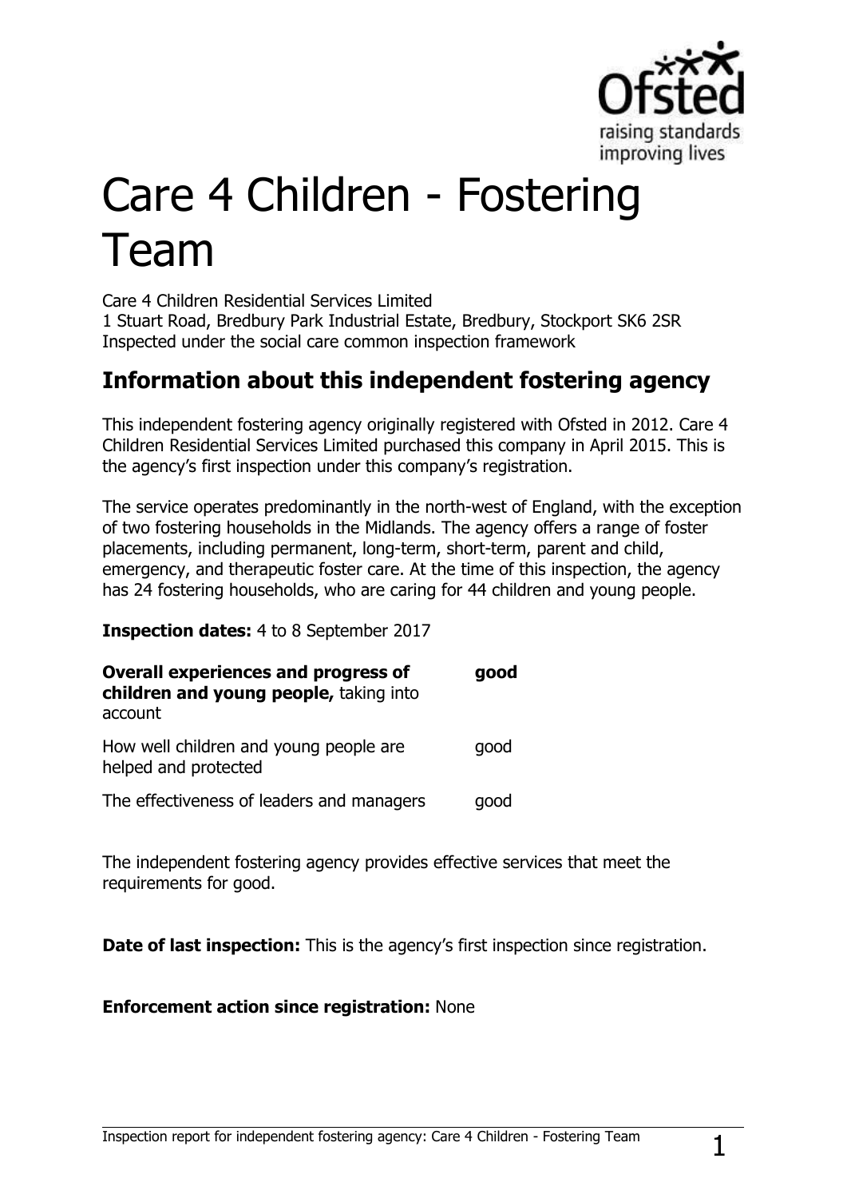# Care 4 Children - Fostering Team

Care 4 Children Residential Services Limited
1 Stuart Road, Bredbury Park Industrial Estate, Bredbury, Stockport SK6 2SR
Inspected under the social care common inspection framework

## Information about this independent fostering agency

This independent fostering agency originally registered with Ofsted in 2012. Care 4 Children Residential Services Limited purchased this company in April 2015. This is the agency's first inspection under this company's registration.

The service operates predominantly in the north-west of England, with the exception of two fostering households in the Midlands. The agency offers a range of foster placements, including permanent, long-term, short-term, parent and child, emergency, and therapeutic foster care. At the time of this inspection, the agency has 24 fostering households, who are caring for 44 children and young people.

**Inspection dates:** 4 to 8 September 2017

| | |
|---|---|
| **Overall experiences and progress of children and young people,** taking into account | **good** |
| How well children and young people are helped and protected | good |
| The effectiveness of leaders and managers | good |

The independent fostering agency provides effective services that meet the requirements for good.

**Date of last inspection:** This is the agency's first inspection since registration.

**Enforcement action since registration:** None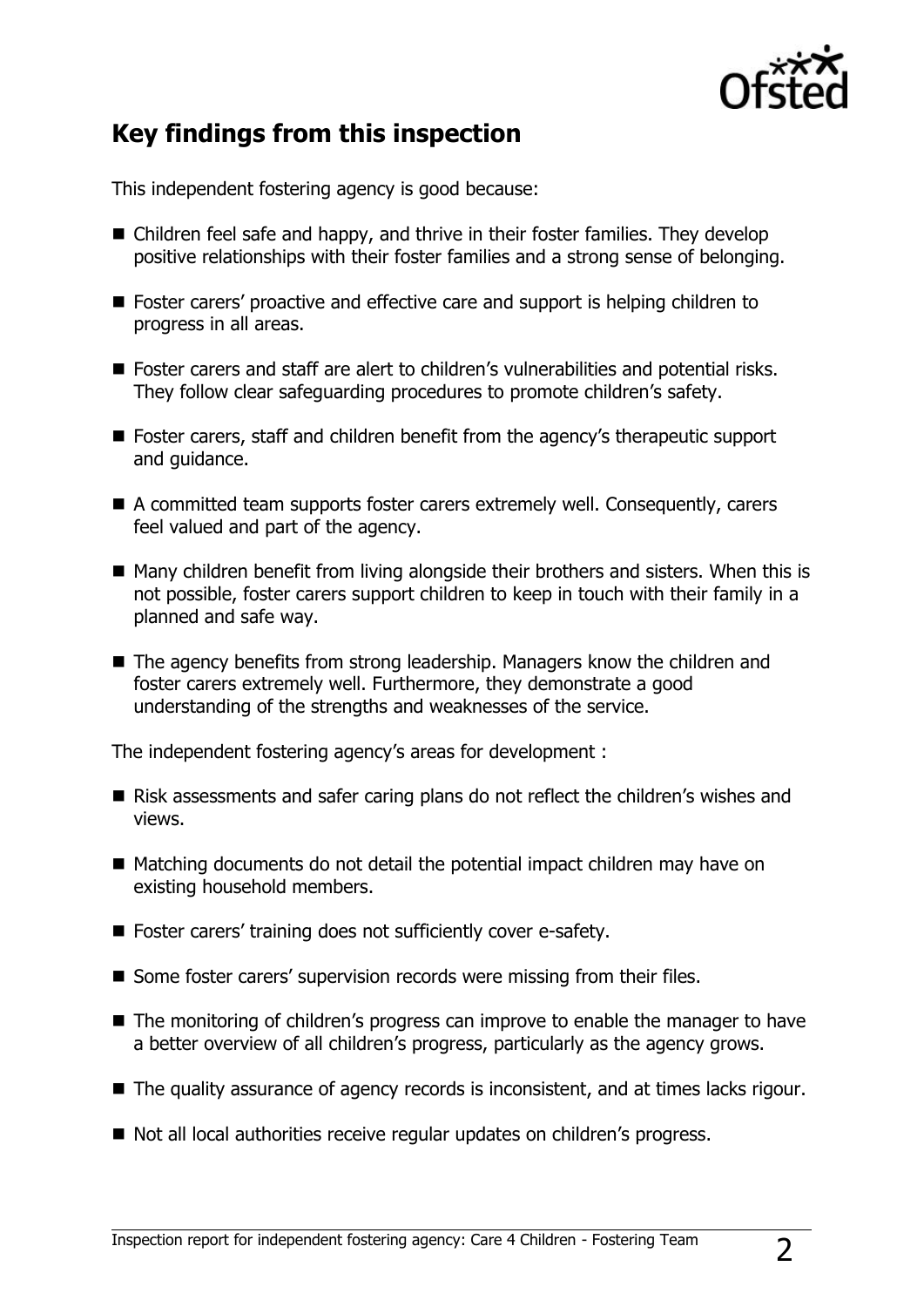## Key findings from this inspection

This independent fostering agency is good because:

- Children feel safe and happy, and thrive in their foster families. They develop positive relationships with their foster families and a strong sense of belonging.
- Foster carers' proactive and effective care and support is helping children to progress in all areas.
- Foster carers and staff are alert to children's vulnerabilities and potential risks. They follow clear safeguarding procedures to promote children's safety.
- Foster carers, staff and children benefit from the agency's therapeutic support and guidance.
- A committed team supports foster carers extremely well. Consequently, carers feel valued and part of the agency.
- Many children benefit from living alongside their brothers and sisters. When this is not possible, foster carers support children to keep in touch with their family in a planned and safe way.
- The agency benefits from strong leadership. Managers know the children and foster carers extremely well. Furthermore, they demonstrate a good understanding of the strengths and weaknesses of the service.

The independent fostering agency's areas for development :

- Risk assessments and safer caring plans do not reflect the children's wishes and views.
- Matching documents do not detail the potential impact children may have on existing household members.
- Foster carers' training does not sufficiently cover e-safety.
- Some foster carers' supervision records were missing from their files.
- The monitoring of children's progress can improve to enable the manager to have a better overview of all children's progress, particularly as the agency grows.
- The quality assurance of agency records is inconsistent, and at times lacks rigour.
- Not all local authorities receive regular updates on children's progress.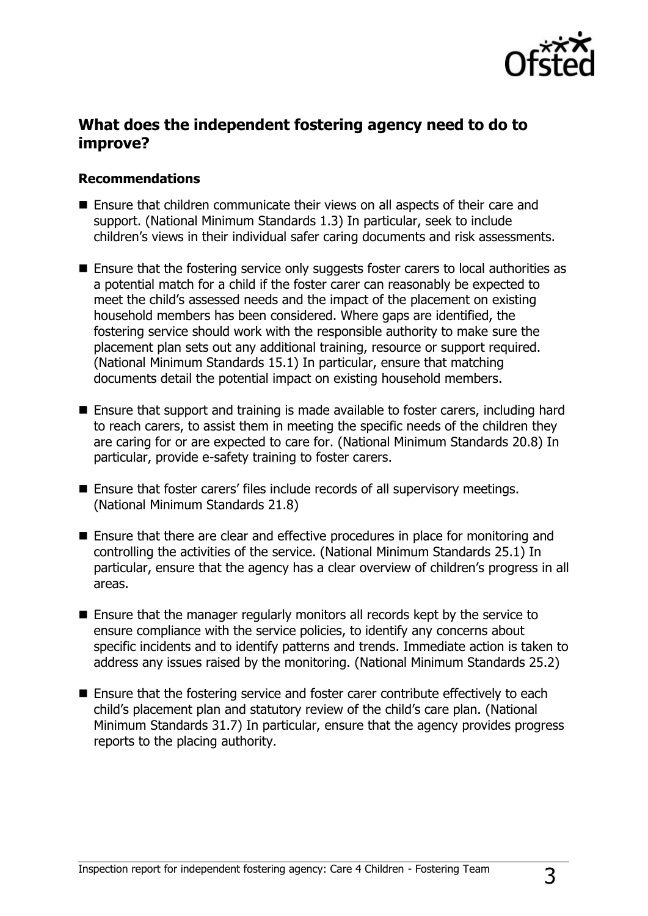## What does the independent fostering agency need to do to improve?

### Recommendations

- Ensure that children communicate their views on all aspects of their care and support. (National Minimum Standards 1.3) In particular, seek to include children's views in their individual safer caring documents and risk assessments.
- Ensure that the fostering service only suggests foster carers to local authorities as a potential match for a child if the foster carer can reasonably be expected to meet the child's assessed needs and the impact of the placement on existing household members has been considered. Where gaps are identified, the fostering service should work with the responsible authority to make sure the placement plan sets out any additional training, resource or support required. (National Minimum Standards 15.1) In particular, ensure that matching documents detail the potential impact on existing household members.
- Ensure that support and training is made available to foster carers, including hard to reach carers, to assist them in meeting the specific needs of the children they are caring for or are expected to care for. (National Minimum Standards 20.8) In particular, provide e-safety training to foster carers.
- Ensure that foster carers' files include records of all supervisory meetings. (National Minimum Standards 21.8)
- Ensure that there are clear and effective procedures in place for monitoring and controlling the activities of the service. (National Minimum Standards 25.1) In particular, ensure that the agency has a clear overview of children's progress in all areas.
- Ensure that the manager regularly monitors all records kept by the service to ensure compliance with the service policies, to identify any concerns about specific incidents and to identify patterns and trends. Immediate action is taken to address any issues raised by the monitoring. (National Minimum Standards 25.2)
- Ensure that the fostering service and foster carer contribute effectively to each child's placement plan and statutory review of the child's care plan. (National Minimum Standards 31.7) In particular, ensure that the agency provides progress reports to the placing authority.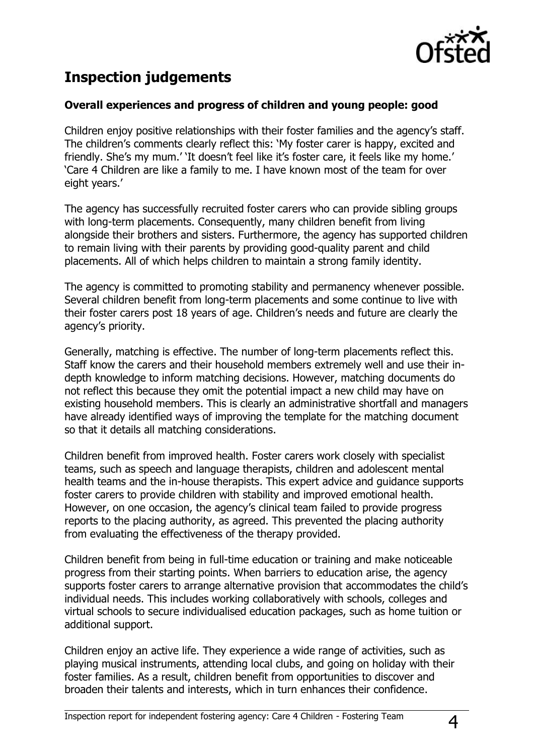## Inspection judgements

### Overall experiences and progress of children and young people: good

Children enjoy positive relationships with their foster families and the agency's staff. The children's comments clearly reflect this: 'My foster carer is happy, excited and friendly. She's my mum.' 'It doesn't feel like it's foster care, it feels like my home.' 'Care 4 Children are like a family to me. I have known most of the team for over eight years.'

The agency has successfully recruited foster carers who can provide sibling groups with long-term placements. Consequently, many children benefit from living alongside their brothers and sisters. Furthermore, the agency has supported children to remain living with their parents by providing good-quality parent and child placements. All of which helps children to maintain a strong family identity.

The agency is committed to promoting stability and permanency whenever possible. Several children benefit from long-term placements and some continue to live with their foster carers post 18 years of age. Children's needs and future are clearly the agency's priority.

Generally, matching is effective. The number of long-term placements reflect this. Staff know the carers and their household members extremely well and use their in-depth knowledge to inform matching decisions. However, matching documents do not reflect this because they omit the potential impact a new child may have on existing household members. This is clearly an administrative shortfall and managers have already identified ways of improving the template for the matching document so that it details all matching considerations.

Children benefit from improved health. Foster carers work closely with specialist teams, such as speech and language therapists, children and adolescent mental health teams and the in-house therapists. This expert advice and guidance supports foster carers to provide children with stability and improved emotional health. However, on one occasion, the agency's clinical team failed to provide progress reports to the placing authority, as agreed. This prevented the placing authority from evaluating the effectiveness of the therapy provided.

Children benefit from being in full-time education or training and make noticeable progress from their starting points. When barriers to education arise, the agency supports foster carers to arrange alternative provision that accommodates the child's individual needs. This includes working collaboratively with schools, colleges and virtual schools to secure individualised education packages, such as home tuition or additional support.

Children enjoy an active life. They experience a wide range of activities, such as playing musical instruments, attending local clubs, and going on holiday with their foster families. As a result, children benefit from opportunities to discover and broaden their talents and interests, which in turn enhances their confidence.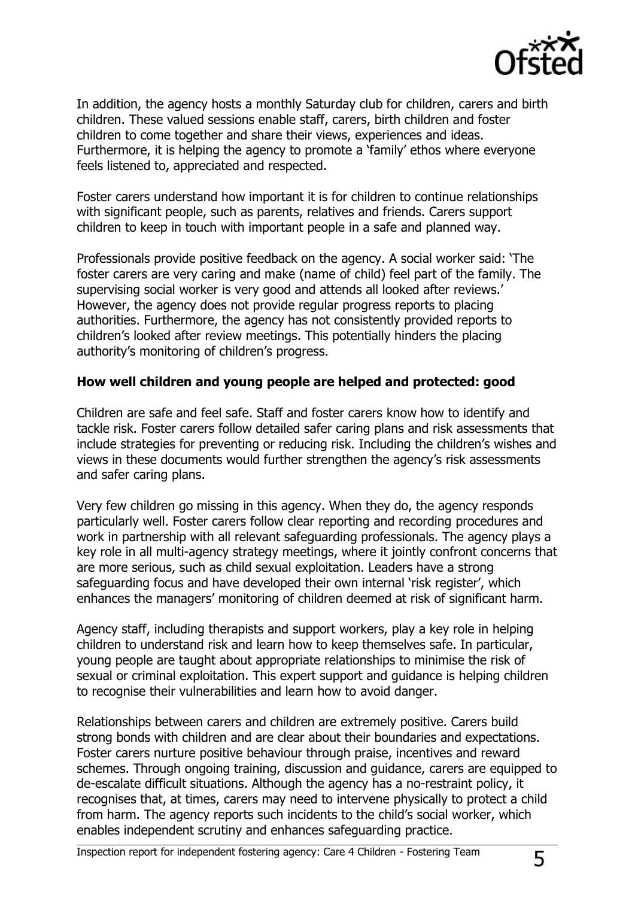In addition, the agency hosts a monthly Saturday club for children, carers and birth children. These valued sessions enable staff, carers, birth children and foster children to come together and share their views, experiences and ideas. Furthermore, it is helping the agency to promote a 'family' ethos where everyone feels listened to, appreciated and respected.

Foster carers understand how important it is for children to continue relationships with significant people, such as parents, relatives and friends. Carers support children to keep in touch with important people in a safe and planned way.

Professionals provide positive feedback on the agency. A social worker said: 'The foster carers are very caring and make (name of child) feel part of the family. The supervising social worker is very good and attends all looked after reviews.' However, the agency does not provide regular progress reports to placing authorities. Furthermore, the agency has not consistently provided reports to children's looked after review meetings. This potentially hinders the placing authority's monitoring of children's progress.

**How well children and young people are helped and protected: good**

Children are safe and feel safe. Staff and foster carers know how to identify and tackle risk. Foster carers follow detailed safer caring plans and risk assessments that include strategies for preventing or reducing risk. Including the children's wishes and views in these documents would further strengthen the agency's risk assessments and safer caring plans.

Very few children go missing in this agency. When they do, the agency responds particularly well. Foster carers follow clear reporting and recording procedures and work in partnership with all relevant safeguarding professionals. The agency plays a key role in all multi-agency strategy meetings, where it jointly confront concerns that are more serious, such as child sexual exploitation. Leaders have a strong safeguarding focus and have developed their own internal 'risk register', which enhances the managers' monitoring of children deemed at risk of significant harm.

Agency staff, including therapists and support workers, play a key role in helping children to understand risk and learn how to keep themselves safe. In particular, young people are taught about appropriate relationships to minimise the risk of sexual or criminal exploitation. This expert support and guidance is helping children to recognise their vulnerabilities and learn how to avoid danger.

Relationships between carers and children are extremely positive. Carers build strong bonds with children and are clear about their boundaries and expectations. Foster carers nurture positive behaviour through praise, incentives and reward schemes. Through ongoing training, discussion and guidance, carers are equipped to de-escalate difficult situations. Although the agency has a no-restraint policy, it recognises that, at times, carers may need to intervene physically to protect a child from harm. The agency reports such incidents to the child's social worker, which enables independent scrutiny and enhances safeguarding practice.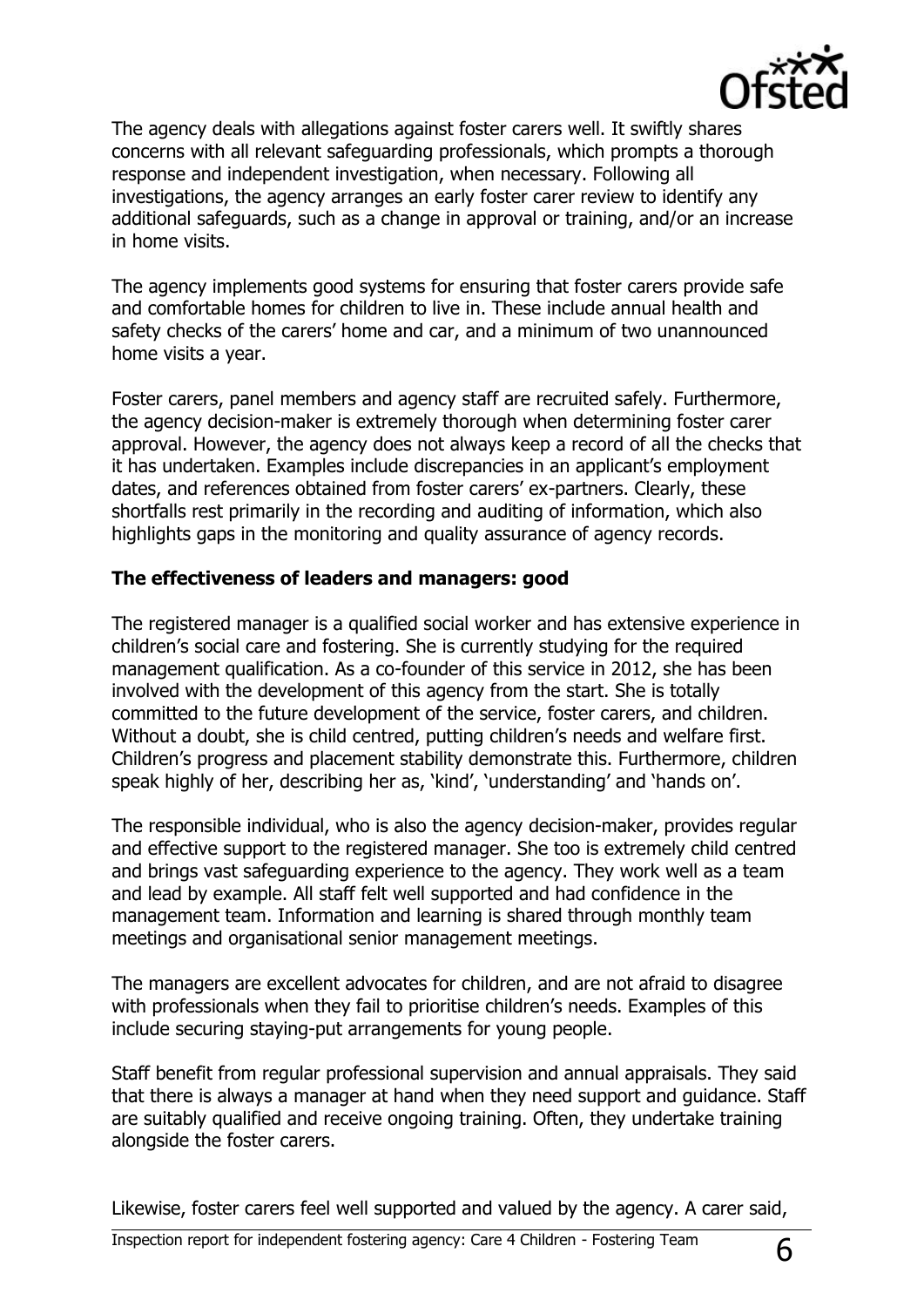The agency deals with allegations against foster carers well. It swiftly shares concerns with all relevant safeguarding professionals, which prompts a thorough response and independent investigation, when necessary. Following all investigations, the agency arranges an early foster carer review to identify any additional safeguards, such as a change in approval or training, and/or an increase in home visits.

The agency implements good systems for ensuring that foster carers provide safe and comfortable homes for children to live in. These include annual health and safety checks of the carers' home and car, and a minimum of two unannounced home visits a year.

Foster carers, panel members and agency staff are recruited safely. Furthermore, the agency decision-maker is extremely thorough when determining foster carer approval. However, the agency does not always keep a record of all the checks that it has undertaken. Examples include discrepancies in an applicant's employment dates, and references obtained from foster carers' ex-partners. Clearly, these shortfalls rest primarily in the recording and auditing of information, which also highlights gaps in the monitoring and quality assurance of agency records.

**The effectiveness of leaders and managers: good**

The registered manager is a qualified social worker and has extensive experience in children's social care and fostering. She is currently studying for the required management qualification. As a co-founder of this service in 2012, she has been involved with the development of this agency from the start. She is totally committed to the future development of the service, foster carers, and children. Without a doubt, she is child centred, putting children's needs and welfare first. Children's progress and placement stability demonstrate this. Furthermore, children speak highly of her, describing her as, 'kind', 'understanding' and 'hands on'.

The responsible individual, who is also the agency decision-maker, provides regular and effective support to the registered manager. She too is extremely child centred and brings vast safeguarding experience to the agency. They work well as a team and lead by example. All staff felt well supported and had confidence in the management team. Information and learning is shared through monthly team meetings and organisational senior management meetings.

The managers are excellent advocates for children, and are not afraid to disagree with professionals when they fail to prioritise children's needs. Examples of this include securing staying-put arrangements for young people.

Staff benefit from regular professional supervision and annual appraisals. They said that there is always a manager at hand when they need support and guidance. Staff are suitably qualified and receive ongoing training. Often, they undertake training alongside the foster carers.

Likewise, foster carers feel well supported and valued by the agency. A carer said,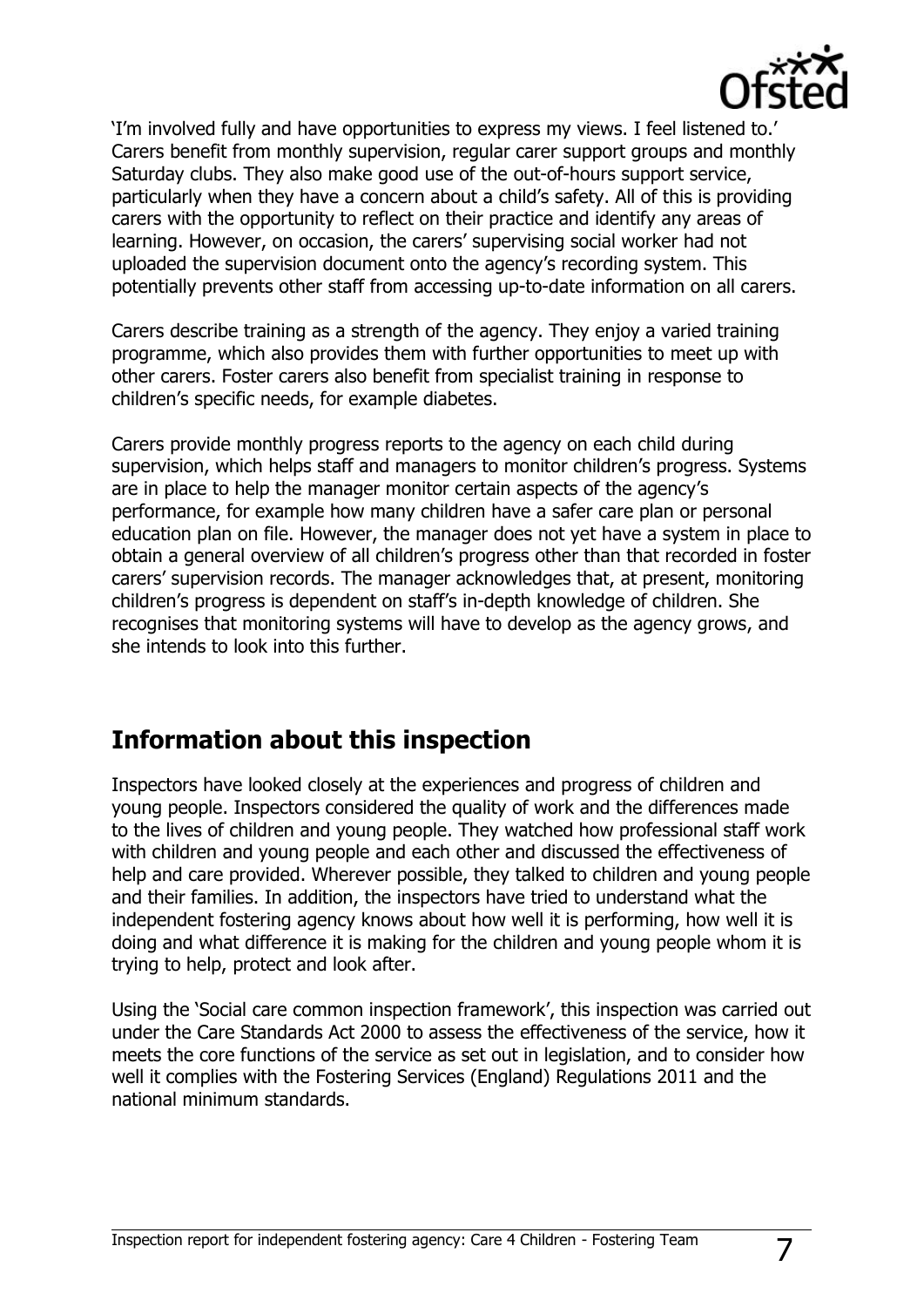'I'm involved fully and have opportunities to express my views. I feel listened to.' Carers benefit from monthly supervision, regular carer support groups and monthly Saturday clubs. They also make good use of the out-of-hours support service, particularly when they have a concern about a child's safety. All of this is providing carers with the opportunity to reflect on their practice and identify any areas of learning. However, on occasion, the carers' supervising social worker had not uploaded the supervision document onto the agency's recording system. This potentially prevents other staff from accessing up-to-date information on all carers.

Carers describe training as a strength of the agency. They enjoy a varied training programme, which also provides them with further opportunities to meet up with other carers. Foster carers also benefit from specialist training in response to children's specific needs, for example diabetes.

Carers provide monthly progress reports to the agency on each child during supervision, which helps staff and managers to monitor children's progress. Systems are in place to help the manager monitor certain aspects of the agency's performance, for example how many children have a safer care plan or personal education plan on file. However, the manager does not yet have a system in place to obtain a general overview of all children's progress other than that recorded in foster carers' supervision records. The manager acknowledges that, at present, monitoring children's progress is dependent on staff's in-depth knowledge of children. She recognises that monitoring systems will have to develop as the agency grows, and she intends to look into this further.

## Information about this inspection

Inspectors have looked closely at the experiences and progress of children and young people. Inspectors considered the quality of work and the differences made to the lives of children and young people. They watched how professional staff work with children and young people and each other and discussed the effectiveness of help and care provided. Wherever possible, they talked to children and young people and their families. In addition, the inspectors have tried to understand what the independent fostering agency knows about how well it is performing, how well it is doing and what difference it is making for the children and young people whom it is trying to help, protect and look after.

Using the 'Social care common inspection framework', this inspection was carried out under the Care Standards Act 2000 to assess the effectiveness of the service, how it meets the core functions of the service as set out in legislation, and to consider how well it complies with the Fostering Services (England) Regulations 2011 and the national minimum standards.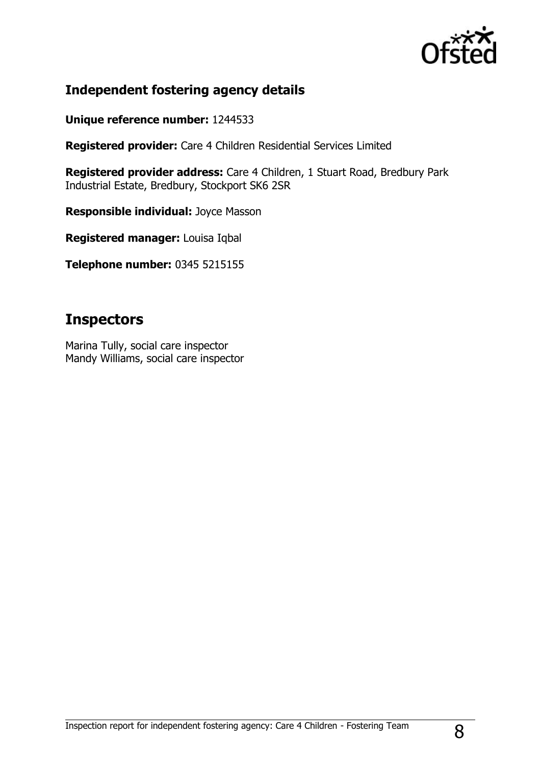## Independent fostering agency details

**Unique reference number:** 1244533

**Registered provider:** Care 4 Children Residential Services Limited

**Registered provider address:** Care 4 Children, 1 Stuart Road, Bredbury Park Industrial Estate, Bredbury, Stockport SK6 2SR

**Responsible individual:** Joyce Masson

**Registered manager:** Louisa Iqbal

**Telephone number:** 0345 5215155

# Inspectors

Marina Tully, social care inspector
Mandy Williams, social care inspector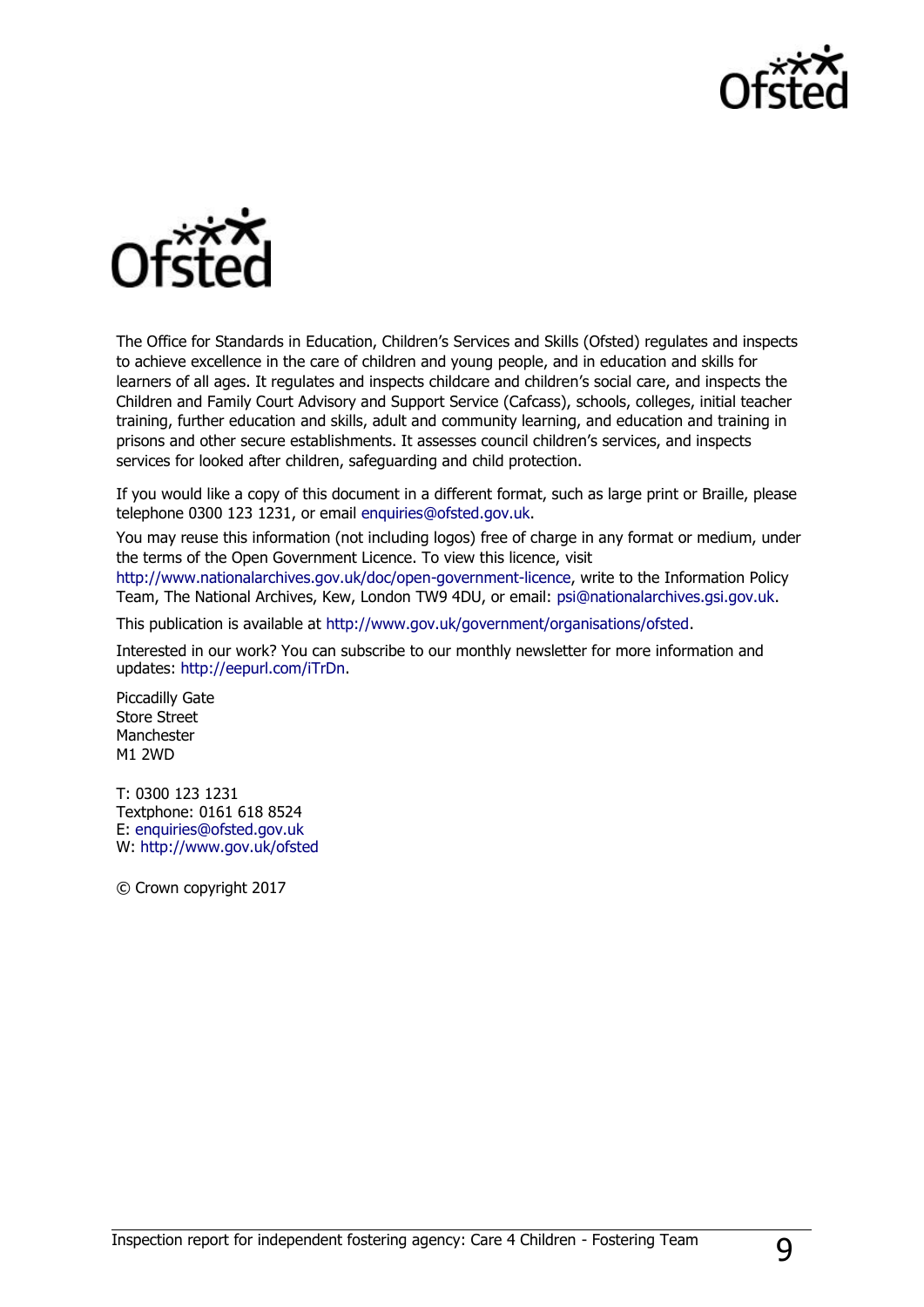The Office for Standards in Education, Children's Services and Skills (Ofsted) regulates and inspects to achieve excellence in the care of children and young people, and in education and skills for learners of all ages. It regulates and inspects childcare and children's social care, and inspects the Children and Family Court Advisory and Support Service (Cafcass), schools, colleges, initial teacher training, further education and skills, adult and community learning, and education and training in prisons and other secure establishments. It assesses council children's services, and inspects services for looked after children, safeguarding and child protection.

If you would like a copy of this document in a different format, such as large print or Braille, please telephone 0300 123 1231, or email enquiries@ofsted.gov.uk.

You may reuse this information (not including logos) free of charge in any format or medium, under the terms of the Open Government Licence. To view this licence, visit http://www.nationalarchives.gov.uk/doc/open-government-licence, write to the Information Policy Team, The National Archives, Kew, London TW9 4DU, or email: psi@nationalarchives.gsi.gov.uk.

This publication is available at http://www.gov.uk/government/organisations/ofsted.

Interested in our work? You can subscribe to our monthly newsletter for more information and updates: http://eepurl.com/iTrDn.

Piccadilly Gate
Store Street
Manchester
M1 2WD

T: 0300 123 1231
Textphone: 0161 618 8524
E: enquiries@ofsted.gov.uk
W: http://www.gov.uk/ofsted

© Crown copyright 2017